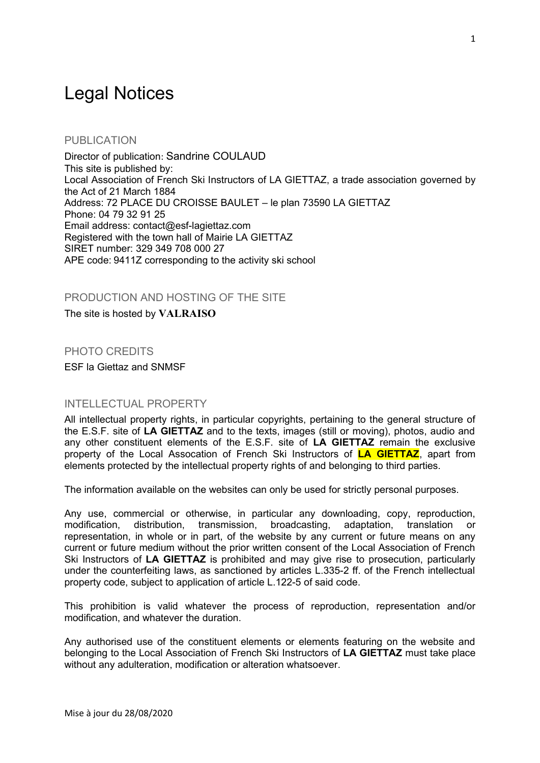# Legal Notices

## PUBLICATION

Director of publication: Sandrine COULAUD  
This site is published by:  
Local Association of French Ski Instructors of LA GIETTAZ, a trade association governed by the Act of 21 March 1884  
Address: 72 PLACE DU CROISSE BAULET – le plan 73590 LA GIETTAZ  
Phone: 04 79 32 91 25  
Email address: contact@esf-lagiettaz.com  
Registered with the town hall of Mairie LA GIETTAZ  
SIRET number: 329 349 708 000 27  
APE code: 9411Z corresponding to the activity ski school

## PRODUCTION AND HOSTING OF THE SITE

The site is hosted by **VALRAISO**

## PHOTO CREDITS

ESF la Giettaz and SNMSF

## INTELLECTUAL PROPERTY

All intellectual property rights, in particular copyrights, pertaining to the general structure of the E.S.F. site of **LA GIETTAZ** and to the texts, images (still or moving), photos, audio and any other constituent elements of the E.S.F. site of **LA GIETTAZ** remain the exclusive property of the Local Assocation of French Ski Instructors of **LA GIETTAZ**, apart from elements protected by the intellectual property rights of and belonging to third parties.

The information available on the websites can only be used for strictly personal purposes.

Any use, commercial or otherwise, in particular any downloading, copy, reproduction, modification, distribution, transmission, broadcasting, adaptation, translation or representation, in whole or in part, of the website by any current or future means on any current or future medium without the prior written consent of the Local Association of French Ski Instructors of **LA GIETTAZ** is prohibited and may give rise to prosecution, particularly under the counterfeiting laws, as sanctioned by articles L.335-2 ff. of the French intellectual property code, subject to application of article L.122-5 of said code.

This prohibition is valid whatever the process of reproduction, representation and/or modification, and whatever the duration.

Any authorised use of the constituent elements or elements featuring on the website and belonging to the Local Association of French Ski Instructors of **LA GIETTAZ** must take place without any adulteration, modification or alteration whatsoever.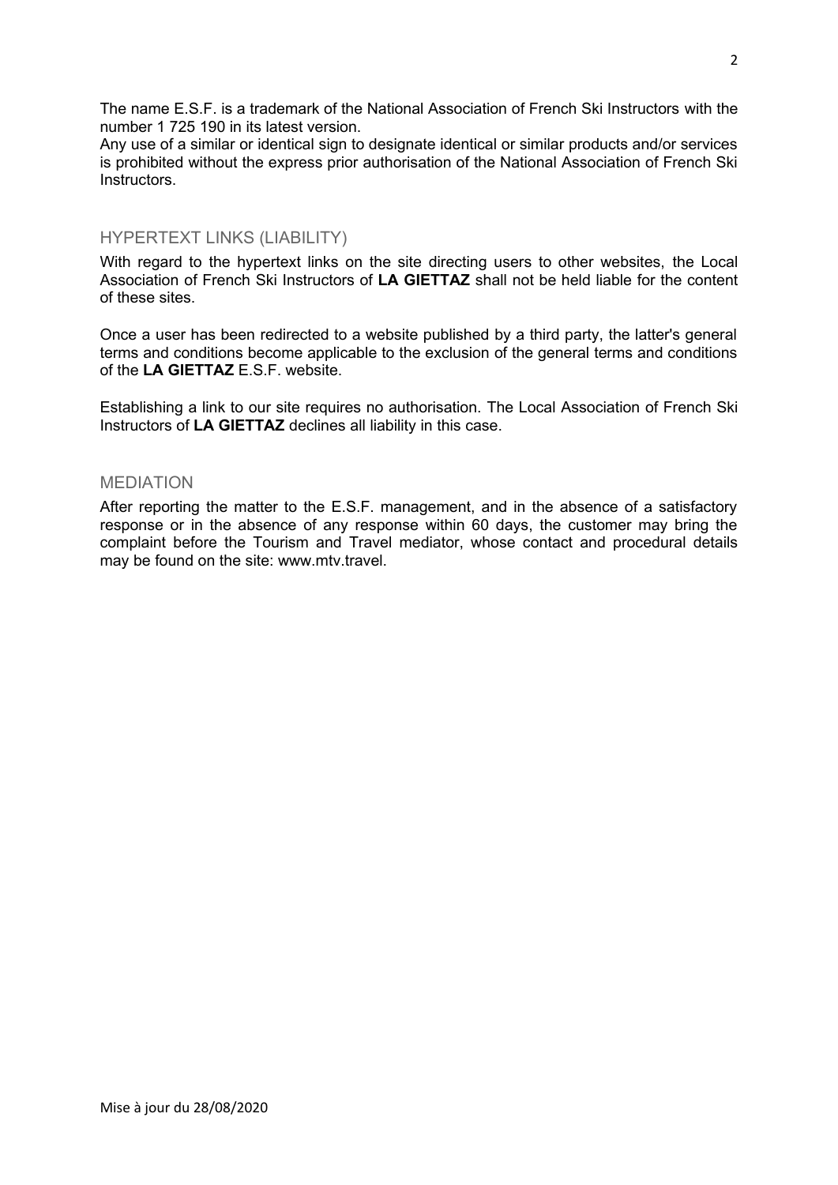The name E.S.F. is a trademark of the National Association of French Ski Instructors with the number 1 725 190 in its latest version.
Any use of a similar or identical sign to designate identical or similar products and/or services is prohibited without the express prior authorisation of the National Association of French Ski Instructors.

## HYPERTEXT LINKS (LIABILITY)

With regard to the hypertext links on the site directing users to other websites, the Local Association of French Ski Instructors of **LA GIETTAZ** shall not be held liable for the content of these sites.

Once a user has been redirected to a website published by a third party, the latter's general terms and conditions become applicable to the exclusion of the general terms and conditions of the **LA GIETTAZ** E.S.F. website.

Establishing a link to our site requires no authorisation. The Local Association of French Ski Instructors of **LA GIETTAZ** declines all liability in this case.

## MEDIATION

After reporting the matter to the E.S.F. management, and in the absence of a satisfactory response or in the absence of any response within 60 days, the customer may bring the complaint before the Tourism and Travel mediator, whose contact and procedural details may be found on the site: www.mtv.travel.

Mise à jour du 28/08/2020